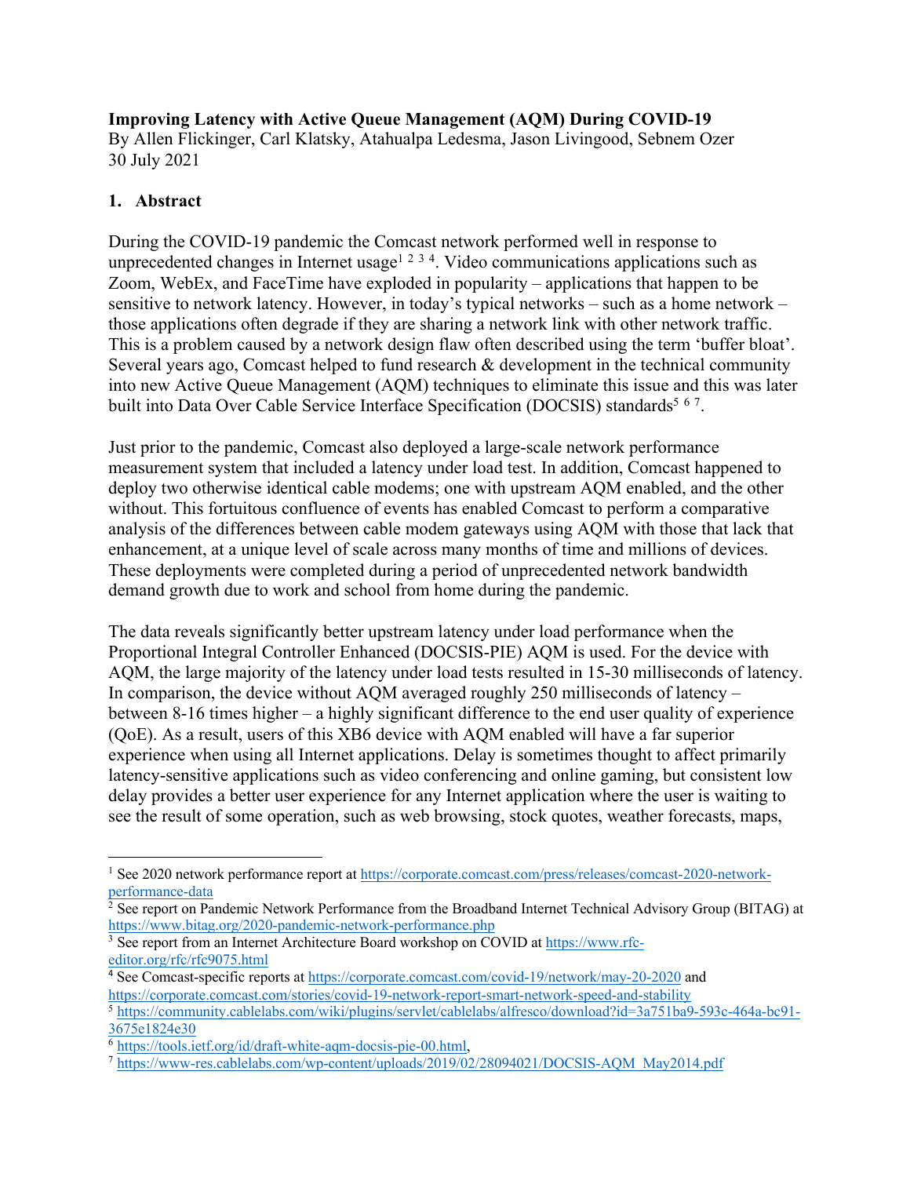**Improving Latency with Active Queue Management (AQM) During COVID-19**
By Allen Flickinger, Carl Klatsky, Atahualpa Ledesma, Jason Livingood, Sebnem Ozer
30 July 2021

## 1. Abstract

During the COVID-19 pandemic the Comcast network performed well in response to unprecedented changes in Internet usage[1 2 3 4]. Video communications applications such as Zoom, WebEx, and FaceTime have exploded in popularity – applications that happen to be sensitive to network latency. However, in today's typical networks – such as a home network – those applications often degrade if they are sharing a network link with other network traffic. This is a problem caused by a network design flaw often described using the term 'buffer bloat'. Several years ago, Comcast helped to fund research & development in the technical community into new Active Queue Management (AQM) techniques to eliminate this issue and this was later built into Data Over Cable Service Interface Specification (DOCSIS) standards[5 6 7].

Just prior to the pandemic, Comcast also deployed a large-scale network performance measurement system that included a latency under load test. In addition, Comcast happened to deploy two otherwise identical cable modems; one with upstream AQM enabled, and the other without. This fortuitous confluence of events has enabled Comcast to perform a comparative analysis of the differences between cable modem gateways using AQM with those that lack that enhancement, at a unique level of scale across many months of time and millions of devices. These deployments were completed during a period of unprecedented network bandwidth demand growth due to work and school from home during the pandemic.

The data reveals significantly better upstream latency under load performance when the Proportional Integral Controller Enhanced (DOCSIS-PIE) AQM is used. For the device with AQM, the large majority of the latency under load tests resulted in 15-30 milliseconds of latency. In comparison, the device without AQM averaged roughly 250 milliseconds of latency – between 8-16 times higher – a highly significant difference to the end user quality of experience (QoE). As a result, users of this XB6 device with AQM enabled will have a far superior experience when using all Internet applications. Delay is sometimes thought to affect primarily latency-sensitive applications such as video conferencing and online gaming, but consistent low delay provides a better user experience for any Internet application where the user is waiting to see the result of some operation, such as web browsing, stock quotes, weather forecasts, maps,

---

[1] See 2020 network performance report at https://corporate.comcast.com/press/releases/comcast-2020-network-performance-data

[2] See report on Pandemic Network Performance from the Broadband Internet Technical Advisory Group (BITAG) at https://www.bitag.org/2020-pandemic-network-performance.php

[3] See report from an Internet Architecture Board workshop on COVID at https://www.rfc-editor.org/rfc/rfc9075.html

[4] See Comcast-specific reports at https://corporate.comcast.com/covid-19/network/may-20-2020 and https://corporate.comcast.com/stories/covid-19-network-report-smart-network-speed-and-stability

[5] https://community.cablelabs.com/wiki/plugins/servlet/cablelabs/alfresco/download?id=3a751ba9-593c-464a-bc91-3675e1824e30

[6] https://tools.ietf.org/id/draft-white-aqm-docsis-pie-00.html,

[7] https://www-res.cablelabs.com/wp-content/uploads/2019/02/28094021/DOCSIS-AQM_May2014.pdf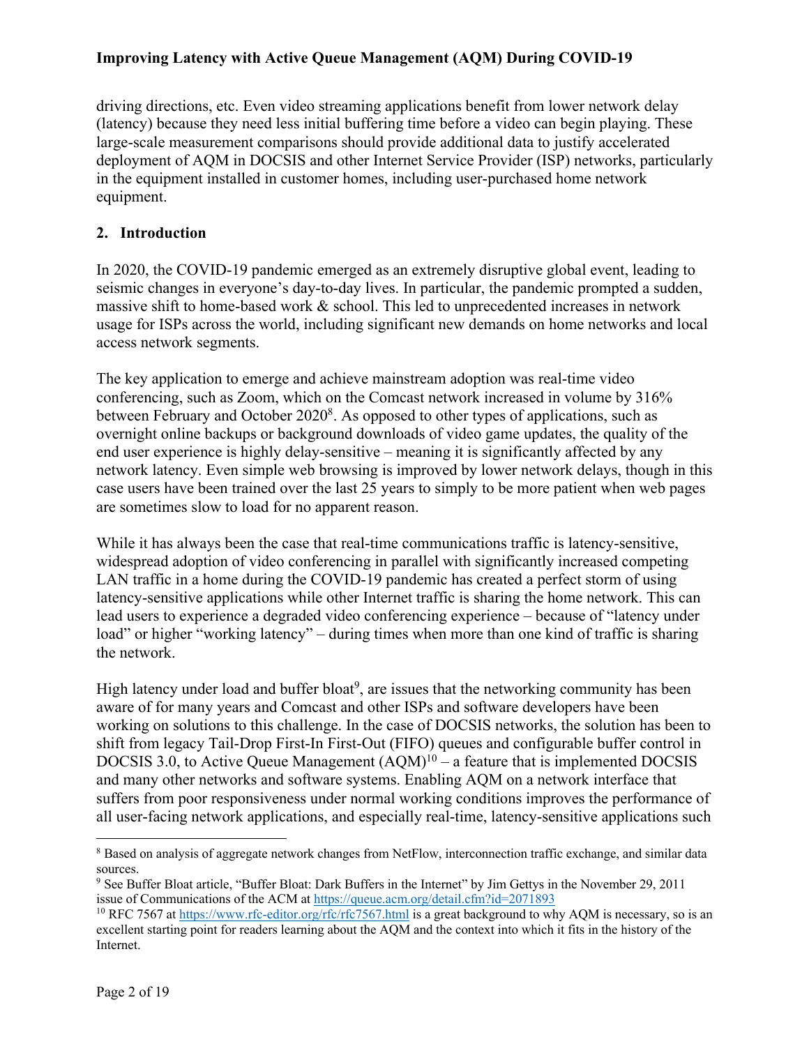driving directions, etc. Even video streaming applications benefit from lower network delay (latency) because they need less initial buffering time before a video can begin playing. These large-scale measurement comparisons should provide additional data to justify accelerated deployment of AQM in DOCSIS and other Internet Service Provider (ISP) networks, particularly in the equipment installed in customer homes, including user-purchased home network equipment.

## 2. Introduction

In 2020, the COVID-19 pandemic emerged as an extremely disruptive global event, leading to seismic changes in everyone's day-to-day lives. In particular, the pandemic prompted a sudden, massive shift to home-based work & school. This led to unprecedented increases in network usage for ISPs across the world, including significant new demands on home networks and local access network segments.

The key application to emerge and achieve mainstream adoption was real-time video conferencing, such as Zoom, which on the Comcast network increased in volume by 316% between February and October 2020[8]. As opposed to other types of applications, such as overnight online backups or background downloads of video game updates, the quality of the end user experience is highly delay-sensitive – meaning it is significantly affected by any network latency. Even simple web browsing is improved by lower network delays, though in this case users have been trained over the last 25 years to simply to be more patient when web pages are sometimes slow to load for no apparent reason.

While it has always been the case that real-time communications traffic is latency-sensitive, widespread adoption of video conferencing in parallel with significantly increased competing LAN traffic in a home during the COVID-19 pandemic has created a perfect storm of using latency-sensitive applications while other Internet traffic is sharing the home network. This can lead users to experience a degraded video conferencing experience – because of "latency under load" or higher "working latency" – during times when more than one kind of traffic is sharing the network.

High latency under load and buffer bloat[9], are issues that the networking community has been aware of for many years and Comcast and other ISPs and software developers have been working on solutions to this challenge. In the case of DOCSIS networks, the solution has been to shift from legacy Tail-Drop First-In First-Out (FIFO) queues and configurable buffer control in DOCSIS 3.0, to Active Queue Management (AQM)[10] – a feature that is implemented DOCSIS and many other networks and software systems. Enabling AQM on a network interface that suffers from poor responsiveness under normal working conditions improves the performance of all user-facing network applications, and especially real-time, latency-sensitive applications such

---

[8] Based on analysis of aggregate network changes from NetFlow, interconnection traffic exchange, and similar data sources.

[9] See Buffer Bloat article, "Buffer Bloat: Dark Buffers in the Internet" by Jim Gettys in the November 29, 2011 issue of Communications of the ACM at https://queue.acm.org/detail.cfm?id=2071893

[10] RFC 7567 at https://www.rfc-editor.org/rfc/rfc7567.html is a great background to why AQM is necessary, so is an excellent starting point for readers learning about the AQM and the context into which it fits in the history of the Internet.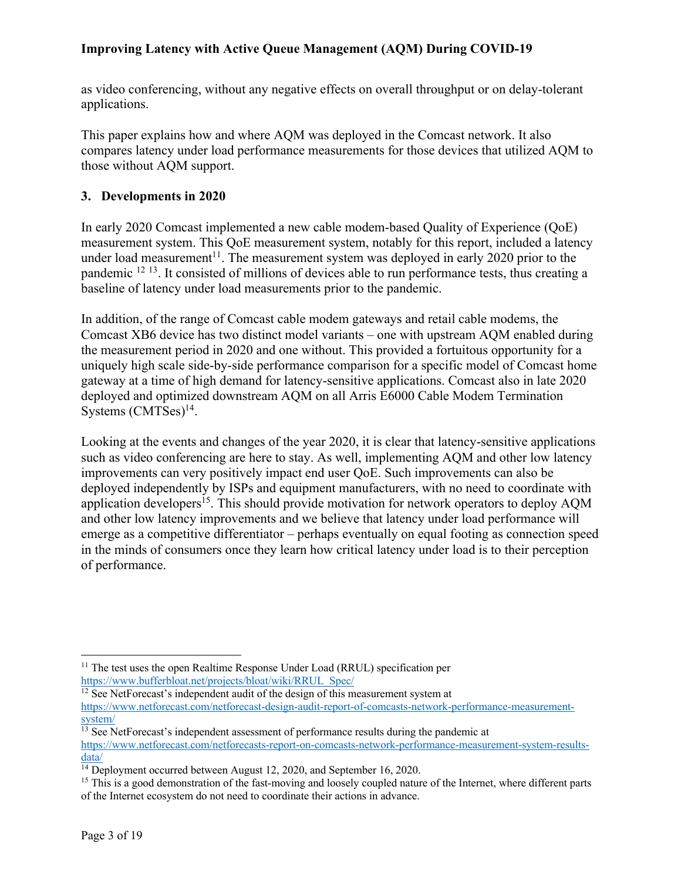as video conferencing, without any negative effects on overall throughput or on delay-tolerant applications.

This paper explains how and where AQM was deployed in the Comcast network. It also compares latency under load performance measurements for those devices that utilized AQM to those without AQM support.

## 3. Developments in 2020

In early 2020 Comcast implemented a new cable modem-based Quality of Experience (QoE) measurement system. This QoE measurement system, notably for this report, included a latency under load measurement[11]. The measurement system was deployed in early 2020 prior to the pandemic [12] [13]. It consisted of millions of devices able to run performance tests, thus creating a baseline of latency under load measurements prior to the pandemic.

In addition, of the range of Comcast cable modem gateways and retail cable modems, the Comcast XB6 device has two distinct model variants – one with upstream AQM enabled during the measurement period in 2020 and one without. This provided a fortuitous opportunity for a uniquely high scale side-by-side performance comparison for a specific model of Comcast home gateway at a time of high demand for latency-sensitive applications. Comcast also in late 2020 deployed and optimized downstream AQM on all Arris E6000 Cable Modem Termination Systems (CMTSes)[14].

Looking at the events and changes of the year 2020, it is clear that latency-sensitive applications such as video conferencing are here to stay. As well, implementing AQM and other low latency improvements can very positively impact end user QoE. Such improvements can also be deployed independently by ISPs and equipment manufacturers, with no need to coordinate with application developers[15]. This should provide motivation for network operators to deploy AQM and other low latency improvements and we believe that latency under load performance will emerge as a competitive differentiator – perhaps eventually on equal footing as connection speed in the minds of consumers once they learn how critical latency under load is to their perception of performance.

---

[11] The test uses the open Realtime Response Under Load (RRUL) specification per https://www.bufferbloat.net/projects/bloat/wiki/RRUL_Spec/

[12] See NetForecast's independent audit of the design of this measurement system at https://www.netforecast.com/netforecast-design-audit-report-of-comcasts-network-performance-measurement-system/

[13] See NetForecast's independent assessment of performance results during the pandemic at https://www.netforecast.com/netforecasts-report-on-comcasts-network-performance-measurement-system-results-data/

[14] Deployment occurred between August 12, 2020, and September 16, 2020.

[15] This is a good demonstration of the fast-moving and loosely coupled nature of the Internet, where different parts of the Internet ecosystem do not need to coordinate their actions in advance.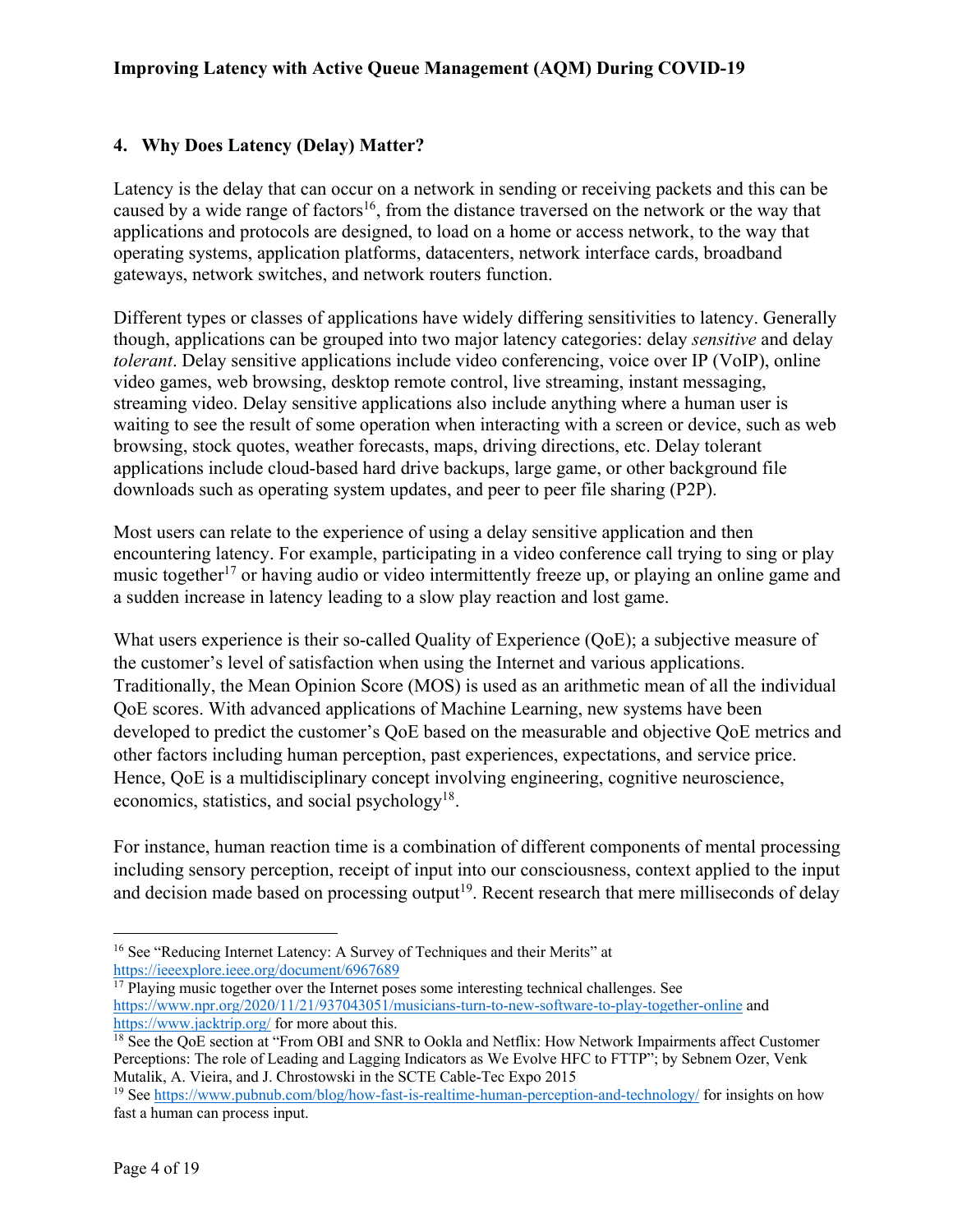## 4. Why Does Latency (Delay) Matter?

Latency is the delay that can occur on a network in sending or receiving packets and this can be caused by a wide range of factors[16], from the distance traversed on the network or the way that applications and protocols are designed, to load on a home or access network, to the way that operating systems, application platforms, datacenters, network interface cards, broadband gateways, network switches, and network routers function.

Different types or classes of applications have widely differing sensitivities to latency. Generally though, applications can be grouped into two major latency categories: delay *sensitive* and delay *tolerant*. Delay sensitive applications include video conferencing, voice over IP (VoIP), online video games, web browsing, desktop remote control, live streaming, instant messaging, streaming video. Delay sensitive applications also include anything where a human user is waiting to see the result of some operation when interacting with a screen or device, such as web browsing, stock quotes, weather forecasts, maps, driving directions, etc. Delay tolerant applications include cloud-based hard drive backups, large game, or other background file downloads such as operating system updates, and peer to peer file sharing (P2P).

Most users can relate to the experience of using a delay sensitive application and then encountering latency. For example, participating in a video conference call trying to sing or play music together[17] or having audio or video intermittently freeze up, or playing an online game and a sudden increase in latency leading to a slow play reaction and lost game.

What users experience is their so-called Quality of Experience (QoE); a subjective measure of the customer's level of satisfaction when using the Internet and various applications. Traditionally, the Mean Opinion Score (MOS) is used as an arithmetic mean of all the individual QoE scores. With advanced applications of Machine Learning, new systems have been developed to predict the customer's QoE based on the measurable and objective QoE metrics and other factors including human perception, past experiences, expectations, and service price. Hence, QoE is a multidisciplinary concept involving engineering, cognitive neuroscience, economics, statistics, and social psychology[18].

For instance, human reaction time is a combination of different components of mental processing including sensory perception, receipt of input into our consciousness, context applied to the input and decision made based on processing output[19]. Recent research that mere milliseconds of delay

---

[16] See "Reducing Internet Latency: A Survey of Techniques and their Merits" at https://ieeexplore.ieee.org/document/6967689

[17] Playing music together over the Internet poses some interesting technical challenges. See https://www.npr.org/2020/11/21/937043051/musicians-turn-to-new-software-to-play-together-online and https://www.jacktrip.org/ for more about this.

[18] See the QoE section at "From OBI and SNR to Ookla and Netflix: How Network Impairments affect Customer Perceptions: The role of Leading and Lagging Indicators as We Evolve HFC to FTTP"; by Sebnem Ozer, Venk Mutalik, A. Vieira, and J. Chrostowski in the SCTE Cable-Tec Expo 2015

[19] See https://www.pubnub.com/blog/how-fast-is-realtime-human-perception-and-technology/ for insights on how fast a human can process input.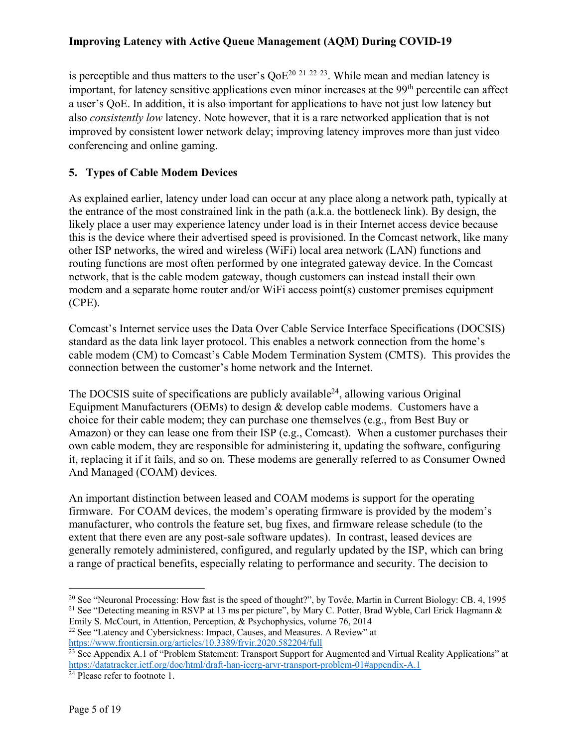is perceptible and thus matters to the user's QoE[20] [21] [22] [23]. While mean and median latency is important, for latency sensitive applications even minor increases at the 99th percentile can affect a user's QoE. In addition, it is also important for applications to have not just low latency but also *consistently low* latency. Note however, that it is a rare networked application that is not improved by consistent lower network delay; improving latency improves more than just video conferencing and online gaming.

## 5. Types of Cable Modem Devices

As explained earlier, latency under load can occur at any place along a network path, typically at the entrance of the most constrained link in the path (a.k.a. the bottleneck link). By design, the likely place a user may experience latency under load is in their Internet access device because this is the device where their advertised speed is provisioned. In the Comcast network, like many other ISP networks, the wired and wireless (WiFi) local area network (LAN) functions and routing functions are most often performed by one integrated gateway device. In the Comcast network, that is the cable modem gateway, though customers can instead install their own modem and a separate home router and/or WiFi access point(s) customer premises equipment (CPE).

Comcast's Internet service uses the Data Over Cable Service Interface Specifications (DOCSIS) standard as the data link layer protocol. This enables a network connection from the home's cable modem (CM) to Comcast's Cable Modem Termination System (CMTS). This provides the connection between the customer's home network and the Internet.

The DOCSIS suite of specifications are publicly available[24], allowing various Original Equipment Manufacturers (OEMs) to design & develop cable modems. Customers have a choice for their cable modem; they can purchase one themselves (e.g., from Best Buy or Amazon) or they can lease one from their ISP (e.g., Comcast). When a customer purchases their own cable modem, they are responsible for administering it, updating the software, configuring it, replacing it if it fails, and so on. These modems are generally referred to as Consumer Owned And Managed (COAM) devices.

An important distinction between leased and COAM modems is support for the operating firmware. For COAM devices, the modem's operating firmware is provided by the modem's manufacturer, who controls the feature set, bug fixes, and firmware release schedule (to the extent that there even are any post-sale software updates). In contrast, leased devices are generally remotely administered, configured, and regularly updated by the ISP, which can bring a range of practical benefits, especially relating to performance and security. The decision to

---

[20] See "Neuronal Processing: How fast is the speed of thought?", by Tovée, Martin in Current Biology: CB. 4, 1995

[21] See "Detecting meaning in RSVP at 13 ms per picture", by Mary C. Potter, Brad Wyble, Carl Erick Hagmann & Emily S. McCourt, in Attention, Perception, & Psychophysics, volume 76, 2014

[22] See "Latency and Cybersickness: Impact, Causes, and Measures. A Review" at https://www.frontiersin.org/articles/10.3389/frvir.2020.582204/full

[23] See Appendix A.1 of "Problem Statement: Transport Support for Augmented and Virtual Reality Applications" at https://datatracker.ietf.org/doc/html/draft-han-iccrg-arvr-transport-problem-01#appendix-A.1

[24] Please refer to footnote 1.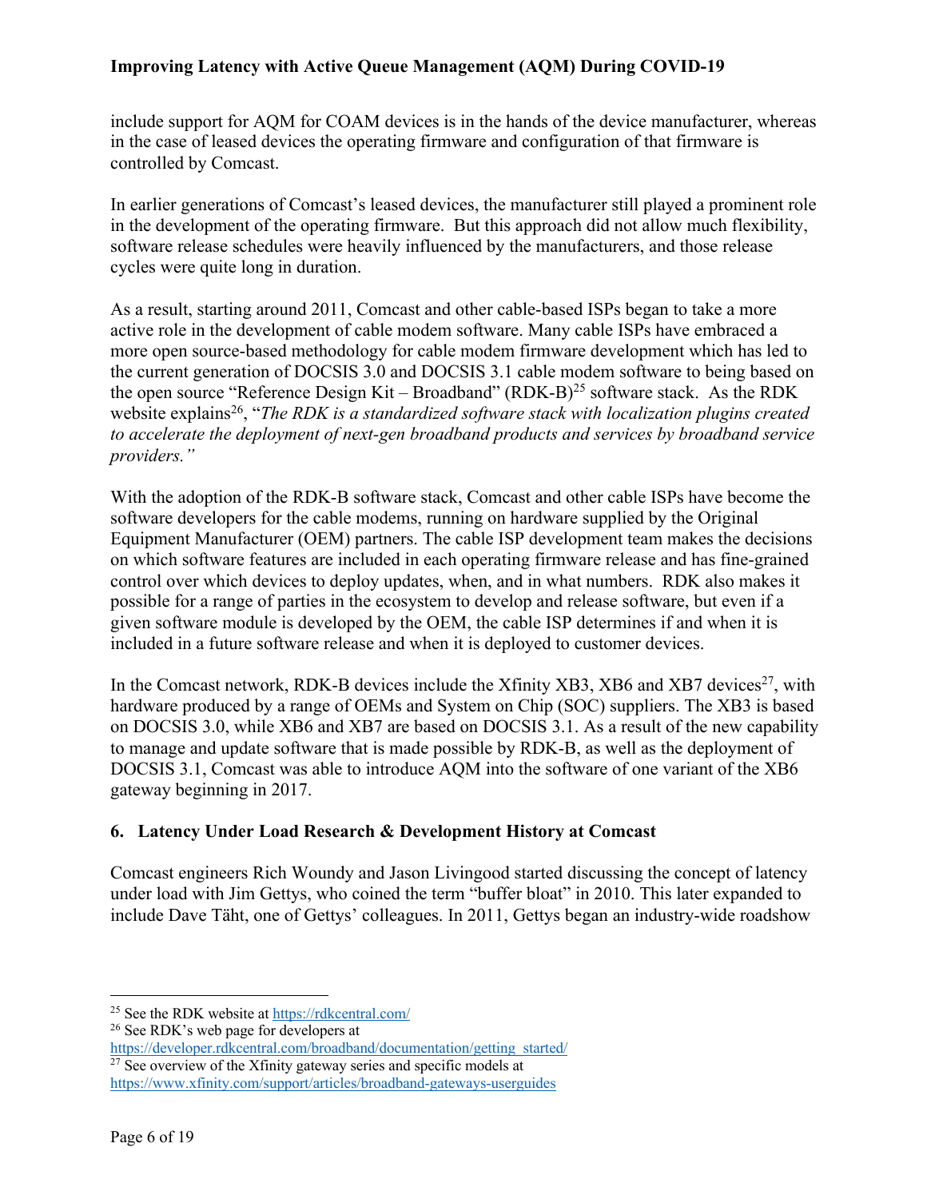include support for AQM for COAM devices is in the hands of the device manufacturer, whereas in the case of leased devices the operating firmware and configuration of that firmware is controlled by Comcast.

In earlier generations of Comcast's leased devices, the manufacturer still played a prominent role in the development of the operating firmware. But this approach did not allow much flexibility, software release schedules were heavily influenced by the manufacturers, and those release cycles were quite long in duration.

As a result, starting around 2011, Comcast and other cable-based ISPs began to take a more active role in the development of cable modem software. Many cable ISPs have embraced a more open source-based methodology for cable modem firmware development which has led to the current generation of DOCSIS 3.0 and DOCSIS 3.1 cable modem software to being based on the open source "Reference Design Kit – Broadband" (RDK-B)[25] software stack. As the RDK website explains[26], "*The RDK is a standardized software stack with localization plugins created to accelerate the deployment of next-gen broadband products and services by broadband service providers.*"

With the adoption of the RDK-B software stack, Comcast and other cable ISPs have become the software developers for the cable modems, running on hardware supplied by the Original Equipment Manufacturer (OEM) partners. The cable ISP development team makes the decisions on which software features are included in each operating firmware release and has fine-grained control over which devices to deploy updates, when, and in what numbers. RDK also makes it possible for a range of parties in the ecosystem to develop and release software, but even if a given software module is developed by the OEM, the cable ISP determines if and when it is included in a future software release and when it is deployed to customer devices.

In the Comcast network, RDK-B devices include the Xfinity XB3, XB6 and XB7 devices[27], with hardware produced by a range of OEMs and System on Chip (SOC) suppliers. The XB3 is based on DOCSIS 3.0, while XB6 and XB7 are based on DOCSIS 3.1. As a result of the new capability to manage and update software that is made possible by RDK-B, as well as the deployment of DOCSIS 3.1, Comcast was able to introduce AQM into the software of one variant of the XB6 gateway beginning in 2017.

## 6. Latency Under Load Research & Development History at Comcast

Comcast engineers Rich Woundy and Jason Livingood started discussing the concept of latency under load with Jim Gettys, who coined the term "buffer bloat" in 2010. This later expanded to include Dave Täht, one of Gettys' colleagues. In 2011, Gettys began an industry-wide roadshow

---

[25] See the RDK website at https://rdkcentral.com/

[26] See RDK's web page for developers at https://developer.rdkcentral.com/broadband/documentation/getting_started/

[27] See overview of the Xfinity gateway series and specific models at https://www.xfinity.com/support/articles/broadband-gateways-userguides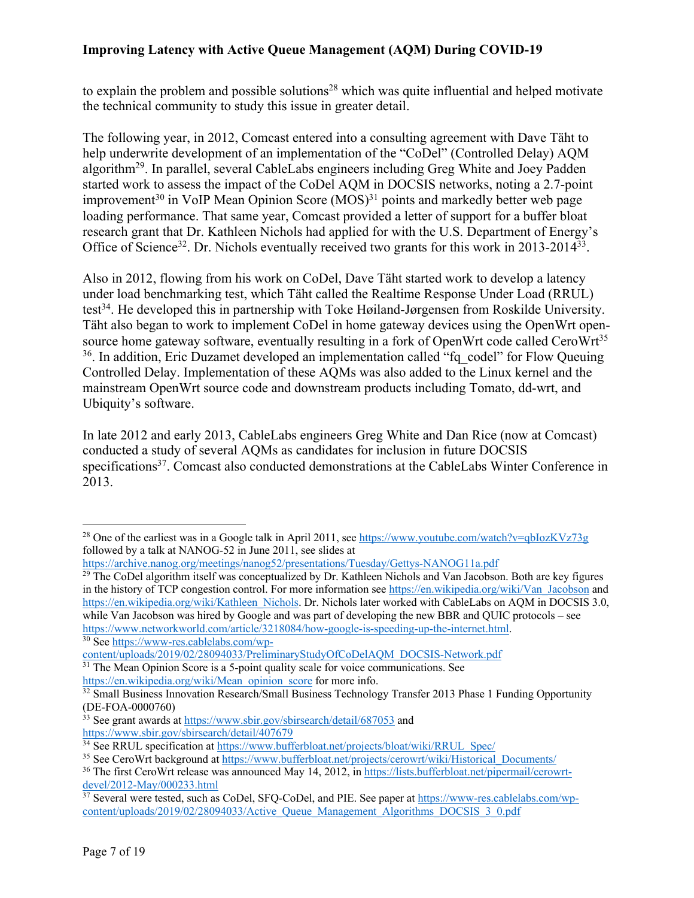to explain the problem and possible solutions[28] which was quite influential and helped motivate the technical community to study this issue in greater detail.

The following year, in 2012, Comcast entered into a consulting agreement with Dave Täht to help underwrite development of an implementation of the "CoDel" (Controlled Delay) AQM algorithm[29]. In parallel, several CableLabs engineers including Greg White and Joey Padden started work to assess the impact of the CoDel AQM in DOCSIS networks, noting a 2.7-point improvement[30] in VoIP Mean Opinion Score (MOS)[31] points and markedly better web page loading performance. That same year, Comcast provided a letter of support for a buffer bloat research grant that Dr. Kathleen Nichols had applied for with the U.S. Department of Energy's Office of Science[32]. Dr. Nichols eventually received two grants for this work in 2013-2014[33].

Also in 2012, flowing from his work on CoDel, Dave Täht started work to develop a latency under load benchmarking test, which Täht called the Realtime Response Under Load (RRUL) test[34]. He developed this in partnership with Toke Høiland-Jørgensen from Roskilde University. Täht also began to work to implement CoDel in home gateway devices using the OpenWrt open-source home gateway software, eventually resulting in a fork of OpenWrt code called CeroWrt[35] [36]. In addition, Eric Duzamet developed an implementation called "fq_codel" for Flow Queuing Controlled Delay. Implementation of these AQMs was also added to the Linux kernel and the mainstream OpenWrt source code and downstream products including Tomato, dd-wrt, and Ubiquity's software.

In late 2012 and early 2013, CableLabs engineers Greg White and Dan Rice (now at Comcast) conducted a study of several AQMs as candidates for inclusion in future DOCSIS specifications[37]. Comcast also conducted demonstrations at the CableLabs Winter Conference in 2013.

---

[28] One of the earliest was in a Google talk in April 2011, see https://www.youtube.com/watch?v=qbIozKVz73g followed by a talk at NANOG-52 in June 2011, see slides at https://archive.nanog.org/meetings/nanog52/presentations/Tuesday/Gettys-NANOG11a.pdf

[29] The CoDel algorithm itself was conceptualized by Dr. Kathleen Nichols and Van Jacobson. Both are key figures in the history of TCP congestion control. For more information see https://en.wikipedia.org/wiki/Van_Jacobson and https://en.wikipedia.org/wiki/Kathleen_Nichols. Dr. Nichols later worked with CableLabs on AQM in DOCSIS 3.0, while Van Jacobson was hired by Google and was part of developing the new BBR and QUIC protocols – see https://www.networkworld.com/article/3218084/how-google-is-speeding-up-the-internet.html.

[30] See https://www-res.cablelabs.com/wp-content/uploads/2019/02/28094033/PreliminaryStudyOfCoDelAQM_DOCSIS-Network.pdf

[31] The Mean Opinion Score is a 5-point quality scale for voice communications. See https://en.wikipedia.org/wiki/Mean_opinion_score for more info.

[32] Small Business Innovation Research/Small Business Technology Transfer 2013 Phase 1 Funding Opportunity (DE-FOA-0000760)

[33] See grant awards at https://www.sbir.gov/sbirsearch/detail/687053 and https://www.sbir.gov/sbirsearch/detail/407679

[34] See RRUL specification at https://www.bufferbloat.net/projects/bloat/wiki/RRUL_Spec/

[35] See CeroWrt background at https://www.bufferbloat.net/projects/cerowrt/wiki/Historical_Documents/

[36] The first CeroWrt release was announced May 14, 2012, in https://lists.bufferbloat.net/pipermail/cerowrt-devel/2012-May/000233.html

[37] Several were tested, such as CoDel, SFQ-CoDel, and PIE. See paper at https://www-res.cablelabs.com/wp-content/uploads/2019/02/28094033/Active_Queue_Management_Algorithms_DOCSIS_3_0.pdf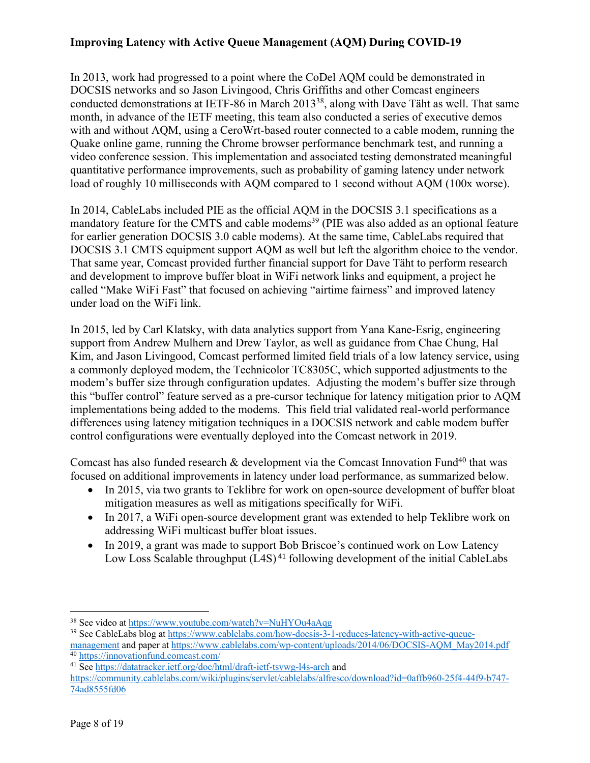In 2013, work had progressed to a point where the CoDel AQM could be demonstrated in DOCSIS networks and so Jason Livingood, Chris Griffiths and other Comcast engineers conducted demonstrations at IETF-86 in March 2013[38], along with Dave Täht as well. That same month, in advance of the IETF meeting, this team also conducted a series of executive demos with and without AQM, using a CeroWrt-based router connected to a cable modem, running the Quake online game, running the Chrome browser performance benchmark test, and running a video conference session. This implementation and associated testing demonstrated meaningful quantitative performance improvements, such as probability of gaming latency under network load of roughly 10 milliseconds with AQM compared to 1 second without AQM (100x worse).

In 2014, CableLabs included PIE as the official AQM in the DOCSIS 3.1 specifications as a mandatory feature for the CMTS and cable modems[39] (PIE was also added as an optional feature for earlier generation DOCSIS 3.0 cable modems). At the same time, CableLabs required that DOCSIS 3.1 CMTS equipment support AQM as well but left the algorithm choice to the vendor. That same year, Comcast provided further financial support for Dave Täht to perform research and development to improve buffer bloat in WiFi network links and equipment, a project he called "Make WiFi Fast" that focused on achieving "airtime fairness" and improved latency under load on the WiFi link.

In 2015, led by Carl Klatsky, with data analytics support from Yana Kane-Esrig, engineering support from Andrew Mulhern and Drew Taylor, as well as guidance from Chae Chung, Hal Kim, and Jason Livingood, Comcast performed limited field trials of a low latency service, using a commonly deployed modem, the Technicolor TC8305C, which supported adjustments to the modem's buffer size through configuration updates. Adjusting the modem's buffer size through this "buffer control" feature served as a pre-cursor technique for latency mitigation prior to AQM implementations being added to the modems. This field trial validated real-world performance differences using latency mitigation techniques in a DOCSIS network and cable modem buffer control configurations were eventually deployed into the Comcast network in 2019.

Comcast has also funded research & development via the Comcast Innovation Fund[40] that was focused on additional improvements in latency under load performance, as summarized below.

- In 2015, via two grants to Teklibre for work on open-source development of buffer bloat mitigation measures as well as mitigations specifically for WiFi.
- In 2017, a WiFi open-source development grant was extended to help Teklibre work on addressing WiFi multicast buffer bloat issues.
- In 2019, a grant was made to support Bob Briscoe's continued work on Low Latency Low Loss Scalable throughput (L4S)[41] following development of the initial CableLabs

---

[38] See video at https://www.youtube.com/watch?v=NuHYOu4aAqg

[39] See CableLabs blog at https://www.cablelabs.com/how-docsis-3-1-reduces-latency-with-active-queue-management and paper at https://www.cablelabs.com/wp-content/uploads/2014/06/DOCSIS-AQM_May2014.pdf

[40] https://innovationfund.comcast.com/

[41] See https://datatracker.ietf.org/doc/html/draft-ietf-tsvwg-l4s-arch and https://community.cablelabs.com/wiki/plugins/servlet/cablelabs/alfresco/download?id=0affb960-25f4-44f9-b747-74ad8555fd06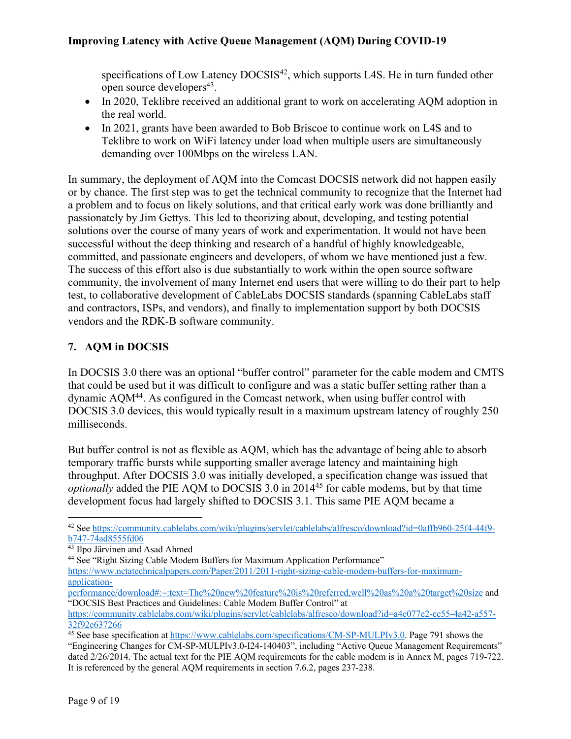specifications of Low Latency DOCSIS[42], which supports L4S. He in turn funded other open source developers[43].

- In 2020, Teklibre received an additional grant to work on accelerating AQM adoption in the real world.
- In 2021, grants have been awarded to Bob Briscoe to continue work on L4S and to Teklibre to work on WiFi latency under load when multiple users are simultaneously demanding over 100Mbps on the wireless LAN.

In summary, the deployment of AQM into the Comcast DOCSIS network did not happen easily or by chance. The first step was to get the technical community to recognize that the Internet had a problem and to focus on likely solutions, and that critical early work was done brilliantly and passionately by Jim Gettys. This led to theorizing about, developing, and testing potential solutions over the course of many years of work and experimentation. It would not have been successful without the deep thinking and research of a handful of highly knowledgeable, committed, and passionate engineers and developers, of whom we have mentioned just a few. The success of this effort also is due substantially to work within the open source software community, the involvement of many Internet end users that were willing to do their part to help test, to collaborative development of CableLabs DOCSIS standards (spanning CableLabs staff and contractors, ISPs, and vendors), and finally to implementation support by both DOCSIS vendors and the RDK-B software community.

## 7. AQM in DOCSIS

In DOCSIS 3.0 there was an optional "buffer control" parameter for the cable modem and CMTS that could be used but it was difficult to configure and was a static buffer setting rather than a dynamic AQM[44]. As configured in the Comcast network, when using buffer control with DOCSIS 3.0 devices, this would typically result in a maximum upstream latency of roughly 250 milliseconds.

But buffer control is not as flexible as AQM, which has the advantage of being able to absorb temporary traffic bursts while supporting smaller average latency and maintaining high throughput. After DOCSIS 3.0 was initially developed, a specification change was issued that *optionally* added the PIE AQM to DOCSIS 3.0 in 2014[45] for cable modems, but by that time development focus had largely shifted to DOCSIS 3.1. This same PIE AQM became a

---

[42] See https://community.cablelabs.com/wiki/plugins/servlet/cablelabs/alfresco/download?id=0affb960-25f4-44f9-b747-74ad8555fd06

[43] Ilpo Järvinen and Asad Ahmed

[44] See "Right Sizing Cable Modem Buffers for Maximum Application Performance" https://www.nctatechnicalpapers.com/Paper/2011/2011-right-sizing-cable-modem-buffers-for-maximum-application-performance/download#:~:text=The%20new%20feature%20is%20referred,well%20as%20a%20target%20size and "DOCSIS Best Practices and Guidelines: Cable Modem Buffer Control" at https://community.cablelabs.com/wiki/plugins/servlet/cablelabs/alfresco/download?id=a4c077e2-cc55-4a42-a557-32f92e637266

[45] See base specification at https://www.cablelabs.com/specifications/CM-SP-MULPIv3.0. Page 791 shows the "Engineering Changes for CM-SP-MULPIv3.0-I24-140403", including "Active Queue Management Requirements" dated 2/26/2014. The actual text for the PIE AQM requirements for the cable modem is in Annex M, pages 719-722. It is referenced by the general AQM requirements in section 7.6.2, pages 237-238.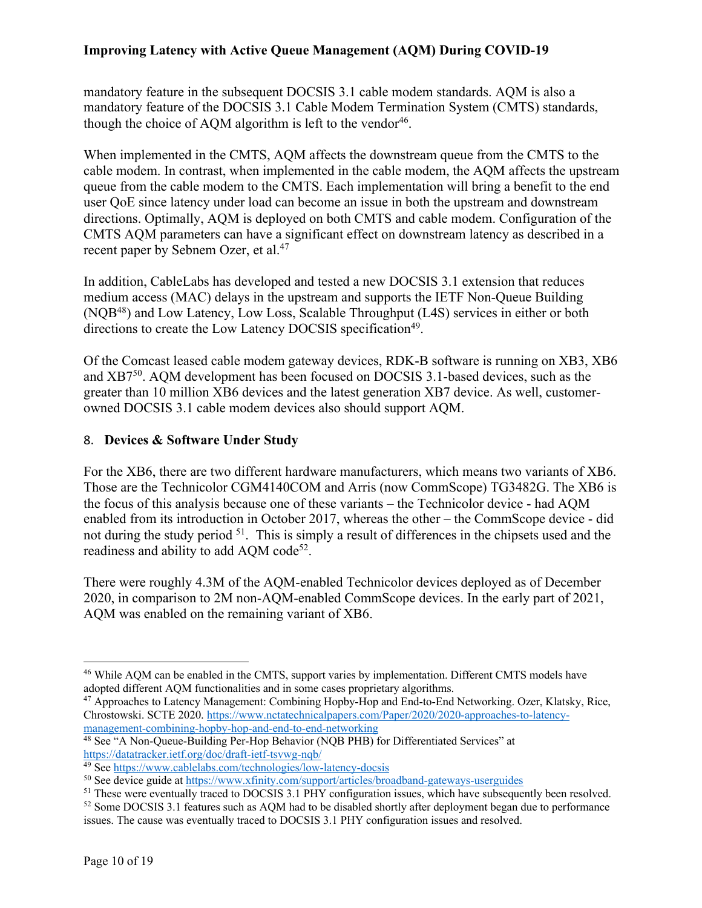mandatory feature in the subsequent DOCSIS 3.1 cable modem standards. AQM is also a mandatory feature of the DOCSIS 3.1 Cable Modem Termination System (CMTS) standards, though the choice of AQM algorithm is left to the vendor[46].

When implemented in the CMTS, AQM affects the downstream queue from the CMTS to the cable modem. In contrast, when implemented in the cable modem, the AQM affects the upstream queue from the cable modem to the CMTS. Each implementation will bring a benefit to the end user QoE since latency under load can become an issue in both the upstream and downstream directions. Optimally, AQM is deployed on both CMTS and cable modem. Configuration of the CMTS AQM parameters can have a significant effect on downstream latency as described in a recent paper by Sebnem Ozer, et al.[47]

In addition, CableLabs has developed and tested a new DOCSIS 3.1 extension that reduces medium access (MAC) delays in the upstream and supports the IETF Non-Queue Building (NQB[48]) and Low Latency, Low Loss, Scalable Throughput (L4S) services in either or both directions to create the Low Latency DOCSIS specification[49].

Of the Comcast leased cable modem gateway devices, RDK-B software is running on XB3, XB6 and XB7[50]. AQM development has been focused on DOCSIS 3.1-based devices, such as the greater than 10 million XB6 devices and the latest generation XB7 device. As well, customer-owned DOCSIS 3.1 cable modem devices also should support AQM.

## 8. Devices & Software Under Study

For the XB6, there are two different hardware manufacturers, which means two variants of XB6. Those are the Technicolor CGM4140COM and Arris (now CommScope) TG3482G. The XB6 is the focus of this analysis because one of these variants – the Technicolor device - had AQM enabled from its introduction in October 2017, whereas the other – the CommScope device - did not during the study period [51]. This is simply a result of differences in the chipsets used and the readiness and ability to add AQM code[52].

There were roughly 4.3M of the AQM-enabled Technicolor devices deployed as of December 2020, in comparison to 2M non-AQM-enabled CommScope devices. In the early part of 2021, AQM was enabled on the remaining variant of XB6.

---

[46] While AQM can be enabled in the CMTS, support varies by implementation. Different CMTS models have adopted different AQM functionalities and in some cases proprietary algorithms.

[47] Approaches to Latency Management: Combining Hopby-Hop and End-to-End Networking. Ozer, Klatsky, Rice, Chrostowski. SCTE 2020. https://www.nctatechnicalpapers.com/Paper/2020/2020-approaches-to-latency-management-combining-hopby-hop-and-end-to-end-networking

[48] See "A Non-Queue-Building Per-Hop Behavior (NQB PHB) for Differentiated Services" at https://datatracker.ietf.org/doc/draft-ietf-tsvwg-nqb/

[49] See https://www.cablelabs.com/technologies/low-latency-docsis

[50] See device guide at https://www.xfinity.com/support/articles/broadband-gateways-userguides

[51] These were eventually traced to DOCSIS 3.1 PHY configuration issues, which have subsequently been resolved.

[52] Some DOCSIS 3.1 features such as AQM had to be disabled shortly after deployment began due to performance issues. The cause was eventually traced to DOCSIS 3.1 PHY configuration issues and resolved.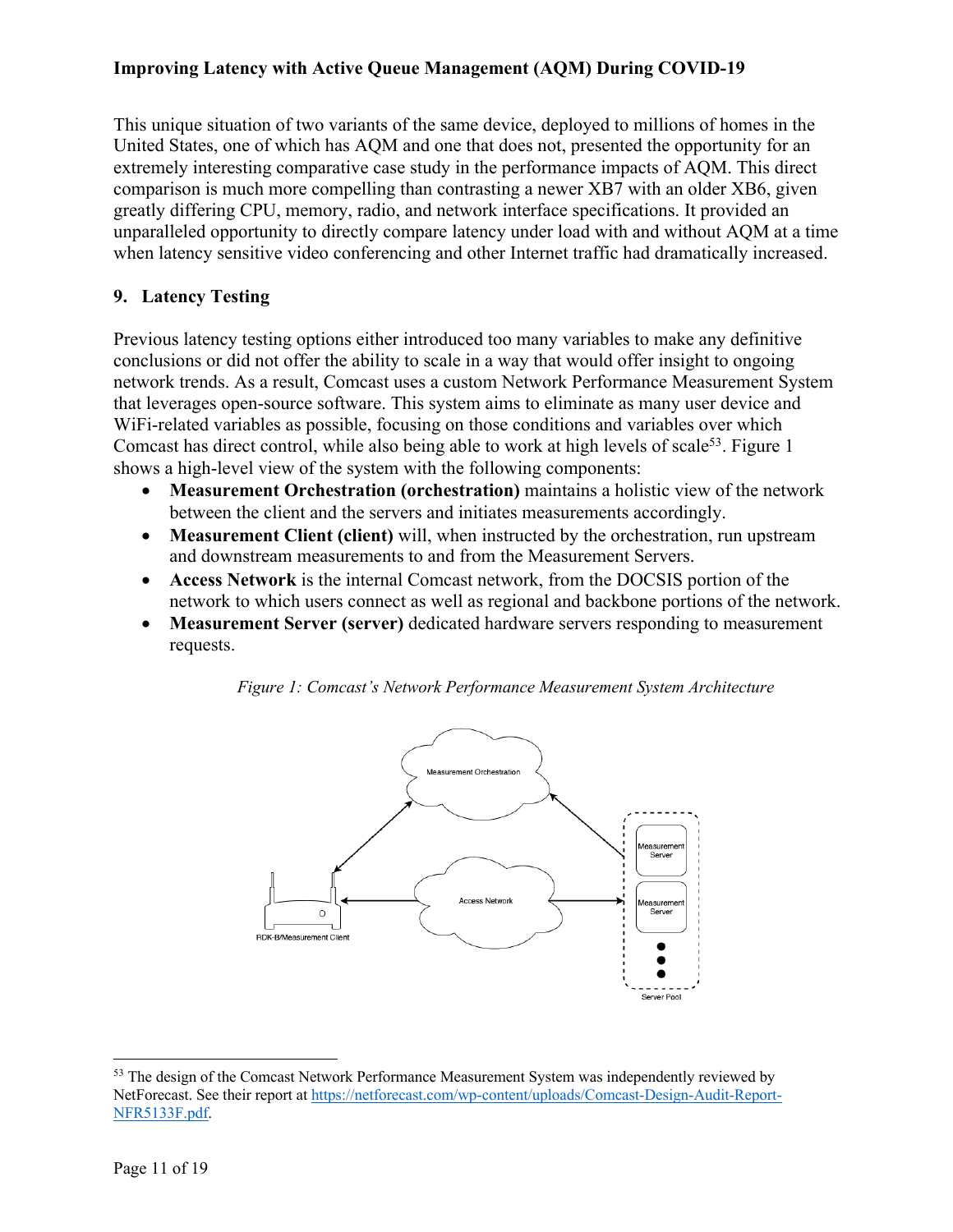This unique situation of two variants of the same device, deployed to millions of homes in the United States, one of which has AQM and one that does not, presented the opportunity for an extremely interesting comparative case study in the performance impacts of AQM. This direct comparison is much more compelling than contrasting a newer XB7 with an older XB6, given greatly differing CPU, memory, radio, and network interface specifications. It provided an unparalleled opportunity to directly compare latency under load with and without AQM at a time when latency sensitive video conferencing and other Internet traffic had dramatically increased.

## 9. Latency Testing

Previous latency testing options either introduced too many variables to make any definitive conclusions or did not offer the ability to scale in a way that would offer insight to ongoing network trends. As a result, Comcast uses a custom Network Performance Measurement System that leverages open-source software. This system aims to eliminate as many user device and WiFi-related variables as possible, focusing on those conditions and variables over which Comcast has direct control, while also being able to work at high levels of scale[53]. Figure 1 shows a high-level view of the system with the following components:

- **Measurement Orchestration (orchestration)** maintains a holistic view of the network between the client and the servers and initiates measurements accordingly.
- **Measurement Client (client)** will, when instructed by the orchestration, run upstream and downstream measurements to and from the Measurement Servers.
- **Access Network** is the internal Comcast network, from the DOCSIS portion of the network to which users connect as well as regional and backbone portions of the network.
- **Measurement Server (server)** dedicated hardware servers responding to measurement requests.

*Figure 1: Comcast's Network Performance Measurement System Architecture*

[53] The design of the Comcast Network Performance Measurement System was independently reviewed by NetForecast. See their report at https://netforecast.com/wp-content/uploads/Comcast-Design-Audit-Report-NFR5133F.pdf.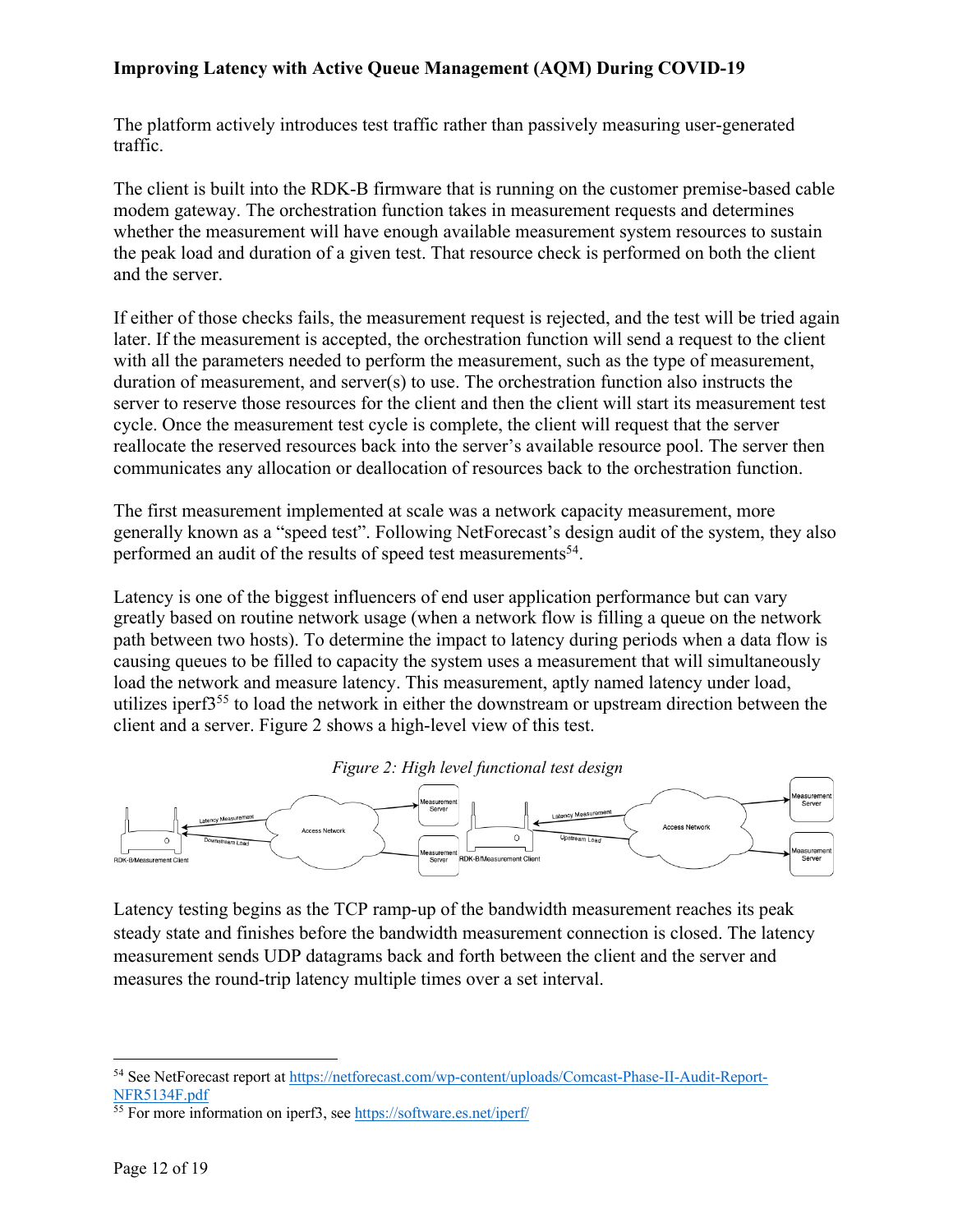The platform actively introduces test traffic rather than passively measuring user-generated traffic.

The client is built into the RDK-B firmware that is running on the customer premise-based cable modem gateway. The orchestration function takes in measurement requests and determines whether the measurement will have enough available measurement system resources to sustain the peak load and duration of a given test. That resource check is performed on both the client and the server.

If either of those checks fails, the measurement request is rejected, and the test will be tried again later. If the measurement is accepted, the orchestration function will send a request to the client with all the parameters needed to perform the measurement, such as the type of measurement, duration of measurement, and server(s) to use. The orchestration function also instructs the server to reserve those resources for the client and then the client will start its measurement test cycle. Once the measurement test cycle is complete, the client will request that the server reallocate the reserved resources back into the server's available resource pool. The server then communicates any allocation or deallocation of resources back to the orchestration function.

The first measurement implemented at scale was a network capacity measurement, more generally known as a "speed test". Following NetForecast's design audit of the system, they also performed an audit of the results of speed test measurements[54].

Latency is one of the biggest influencers of end user application performance but can vary greatly based on routine network usage (when a network flow is filling a queue on the network path between two hosts). To determine the impact to latency during periods when a data flow is causing queues to be filled to capacity the system uses a measurement that will simultaneously load the network and measure latency. This measurement, aptly named latency under load, utilizes iperf3[55] to load the network in either the downstream or upstream direction between the client and a server. Figure 2 shows a high-level view of this test.

*Figure 2: High level functional test design*

Latency testing begins as the TCP ramp-up of the bandwidth measurement reaches its peak steady state and finishes before the bandwidth measurement connection is closed. The latency measurement sends UDP datagrams back and forth between the client and the server and measures the round-trip latency multiple times over a set interval.

---

[54] See NetForecast report at https://netforecast.com/wp-content/uploads/Comcast-Phase-II-Audit-Report-NFR5134F.pdf

[55] For more information on iperf3, see https://software.es.net/iperf/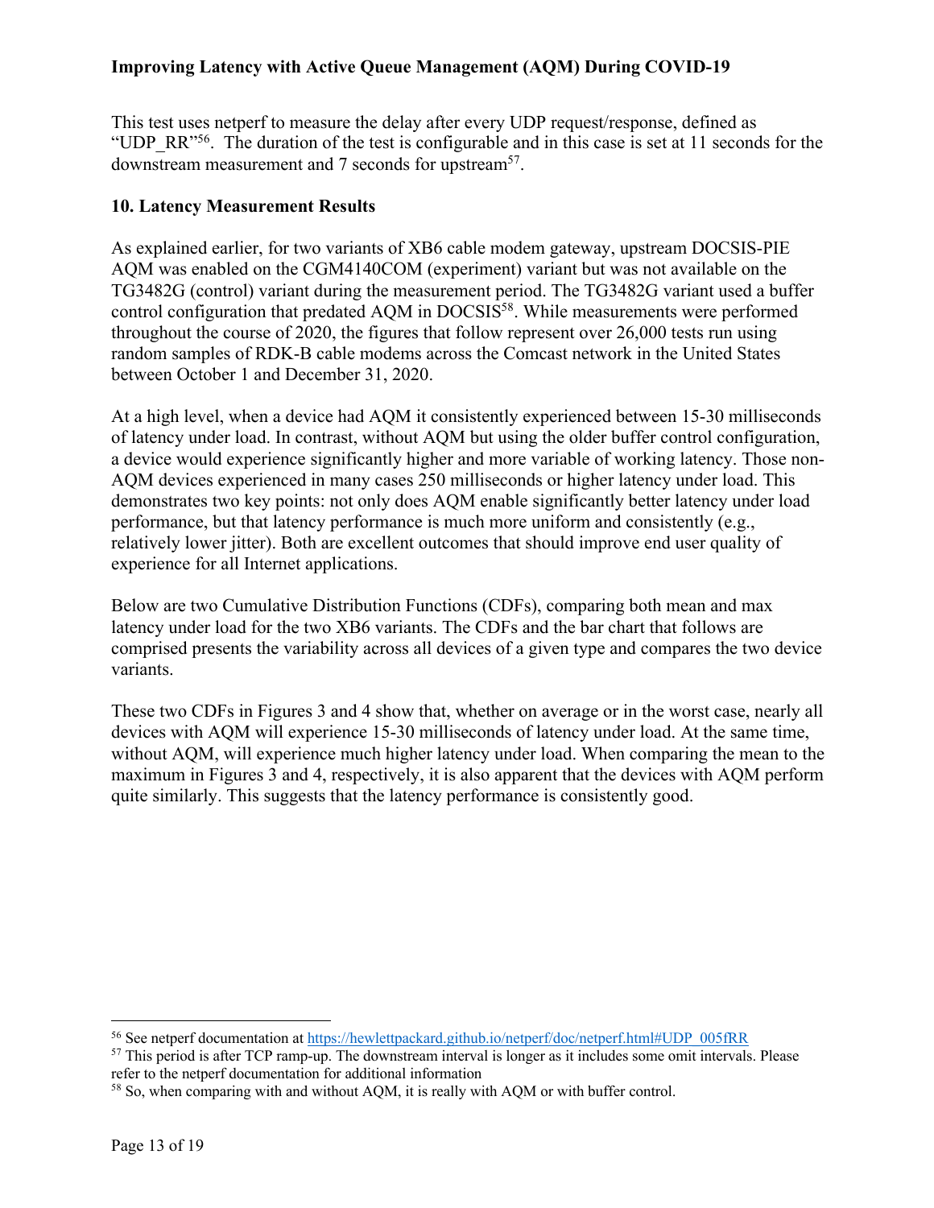This test uses netperf to measure the delay after every UDP request/response, defined as "UDP_RR"[56]. The duration of the test is configurable and in this case is set at 11 seconds for the downstream measurement and 7 seconds for upstream[57].

## 10. Latency Measurement Results

As explained earlier, for two variants of XB6 cable modem gateway, upstream DOCSIS-PIE AQM was enabled on the CGM4140COM (experiment) variant but was not available on the TG3482G (control) variant during the measurement period. The TG3482G variant used a buffer control configuration that predated AQM in DOCSIS[58]. While measurements were performed throughout the course of 2020, the figures that follow represent over 26,000 tests run using random samples of RDK-B cable modems across the Comcast network in the United States between October 1 and December 31, 2020.

At a high level, when a device had AQM it consistently experienced between 15-30 milliseconds of latency under load. In contrast, without AQM but using the older buffer control configuration, a device would experience significantly higher and more variable of working latency. Those non-AQM devices experienced in many cases 250 milliseconds or higher latency under load. This demonstrates two key points: not only does AQM enable significantly better latency under load performance, but that latency performance is much more uniform and consistently (e.g., relatively lower jitter). Both are excellent outcomes that should improve end user quality of experience for all Internet applications.

Below are two Cumulative Distribution Functions (CDFs), comparing both mean and max latency under load for the two XB6 variants. The CDFs and the bar chart that follows are comprised presents the variability across all devices of a given type and compares the two device variants.

These two CDFs in Figures 3 and 4 show that, whether on average or in the worst case, nearly all devices with AQM will experience 15-30 milliseconds of latency under load. At the same time, without AQM, will experience much higher latency under load. When comparing the mean to the maximum in Figures 3 and 4, respectively, it is also apparent that the devices with AQM perform quite similarly. This suggests that the latency performance is consistently good.

---

[56] See netperf documentation at https://hewlettpackard.github.io/netperf/doc/netperf.html#UDP_005fRR

[57] This period is after TCP ramp-up. The downstream interval is longer as it includes some omit intervals. Please refer to the netperf documentation for additional information

[58] So, when comparing with and without AQM, it is really with AQM or with buffer control.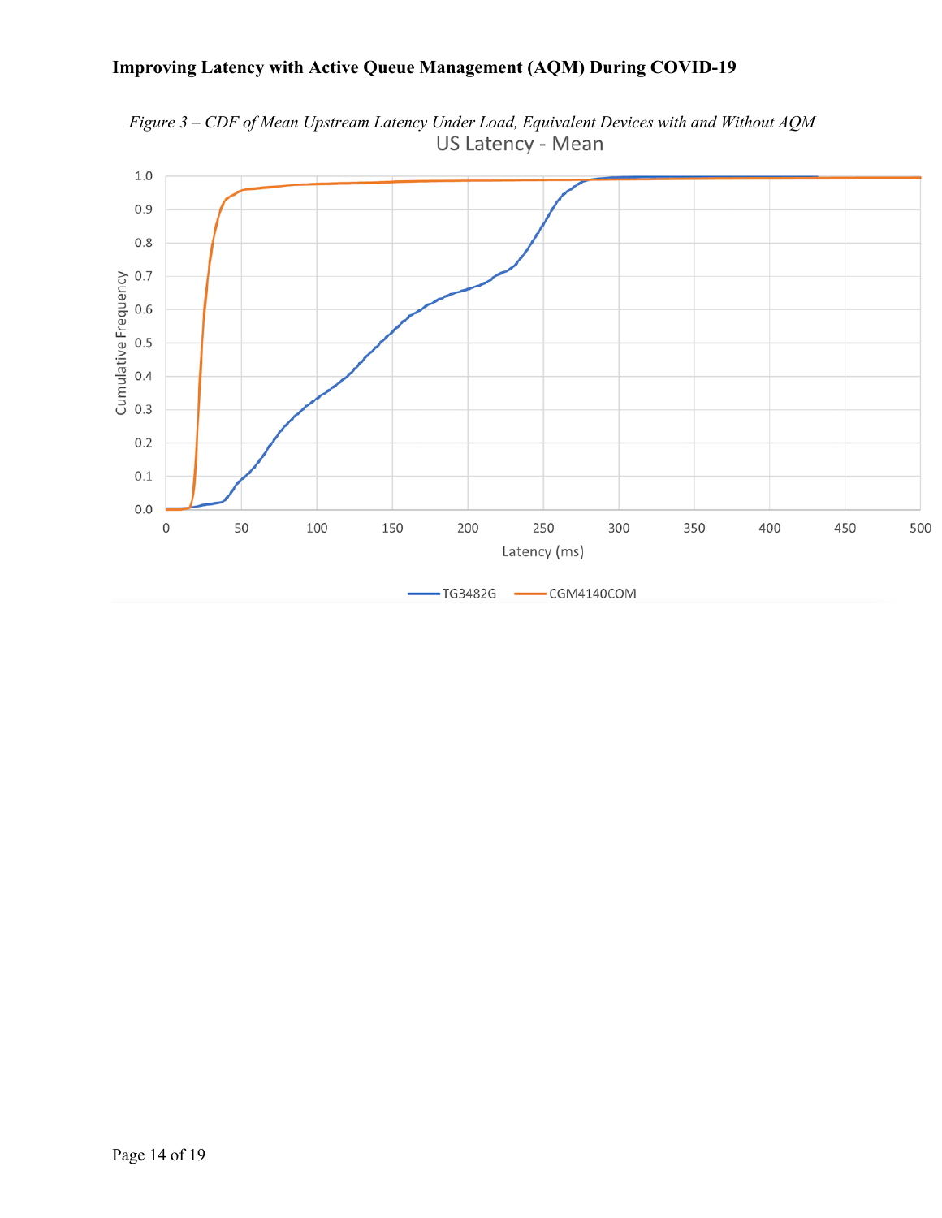*Figure 3 – CDF of Mean Upstream Latency Under Load, Equivalent Devices with and Without AQM*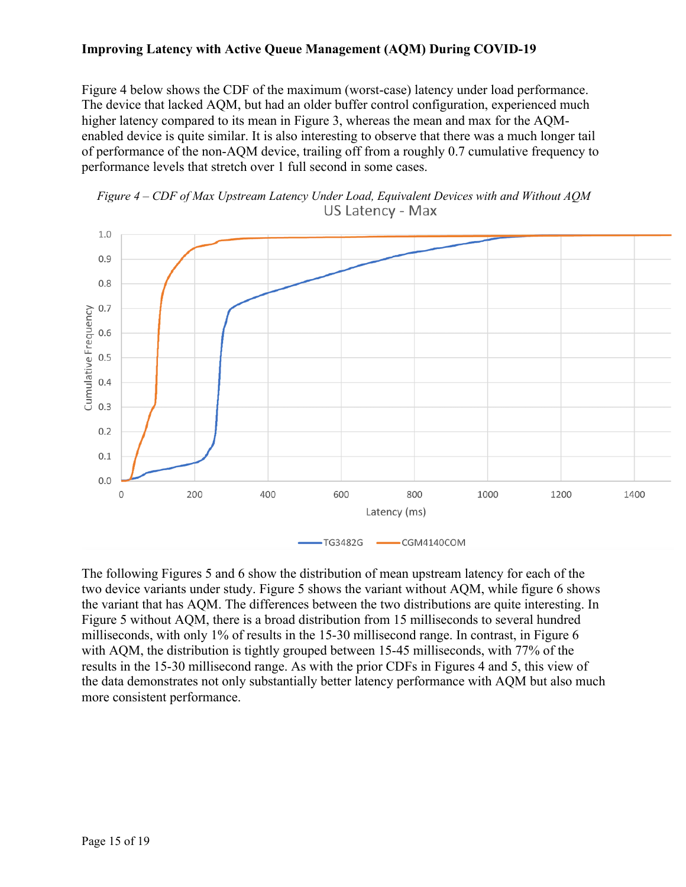Figure 4 below shows the CDF of the maximum (worst-case) latency under load performance. The device that lacked AQM, but had an older buffer control configuration, experienced much higher latency compared to its mean in Figure 3, whereas the mean and max for the AQM-enabled device is quite similar. It is also interesting to observe that there was a much longer tail of performance of the non-AQM device, trailing off from a roughly 0.7 cumulative frequency to performance levels that stretch over 1 full second in some cases.

*Figure 4 – CDF of Max Upstream Latency Under Load, Equivalent Devices with and Without AQM*

The following Figures 5 and 6 show the distribution of mean upstream latency for each of the two device variants under study. Figure 5 shows the variant without AQM, while figure 6 shows the variant that has AQM. The differences between the two distributions are quite interesting. In Figure 5 without AQM, there is a broad distribution from 15 milliseconds to several hundred milliseconds, with only 1% of results in the 15-30 millisecond range. In contrast, in Figure 6 with AQM, the distribution is tightly grouped between 15-45 milliseconds, with 77% of the results in the 15-30 millisecond range. As with the prior CDFs in Figures 4 and 5, this view of the data demonstrates not only substantially better latency performance with AQM but also much more consistent performance.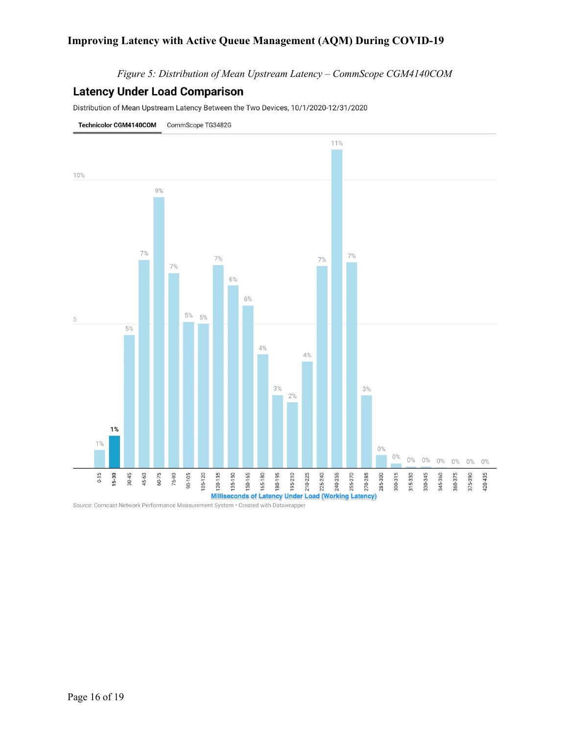*Figure 5: Distribution of Mean Upstream Latency – CommScope CGM4140COM*

## Latency Under Load Comparison

Distribution of Mean Upstream Latency Between the Two Devices, 10/1/2020-12/31/2020

**Technicolor CGM4140COM** | CommScope TG3482G

| Milliseconds of Latency Under Load (Working Latency) | Percentage |
|---|---|
| 0-15 | 1% |
| 15-30 | 1% |
| 30-45 | 5% |
| 45-60 | 7% |
| 60-75 | 9% |
| 75-90 | 7% |
| 90-105 | 5% |
| 105-120 | 5% |
| 120-135 | 7% |
| 135-150 | 6% |
| 150-165 | 6% |
| 165-180 | 4% |
| 180-195 | 3% |
| 195-210 | 2% |
| 210-225 | 4% |
| 225-240 | 7% |
| 240-255 | 11% |
| 255-270 | 7% |
| 270-285 | 3% |
| 285-300 | 0% |
| 300-315 | 0% |
| 315-330 | 0% |
| 330-345 | 0% |
| 345-360 | 0% |
| 360-375 | 0% |
| 375-390 | 0% |
| 420-435 | 0% |

Source: Comcast Network Performance Measurement System • Created with Datawrapper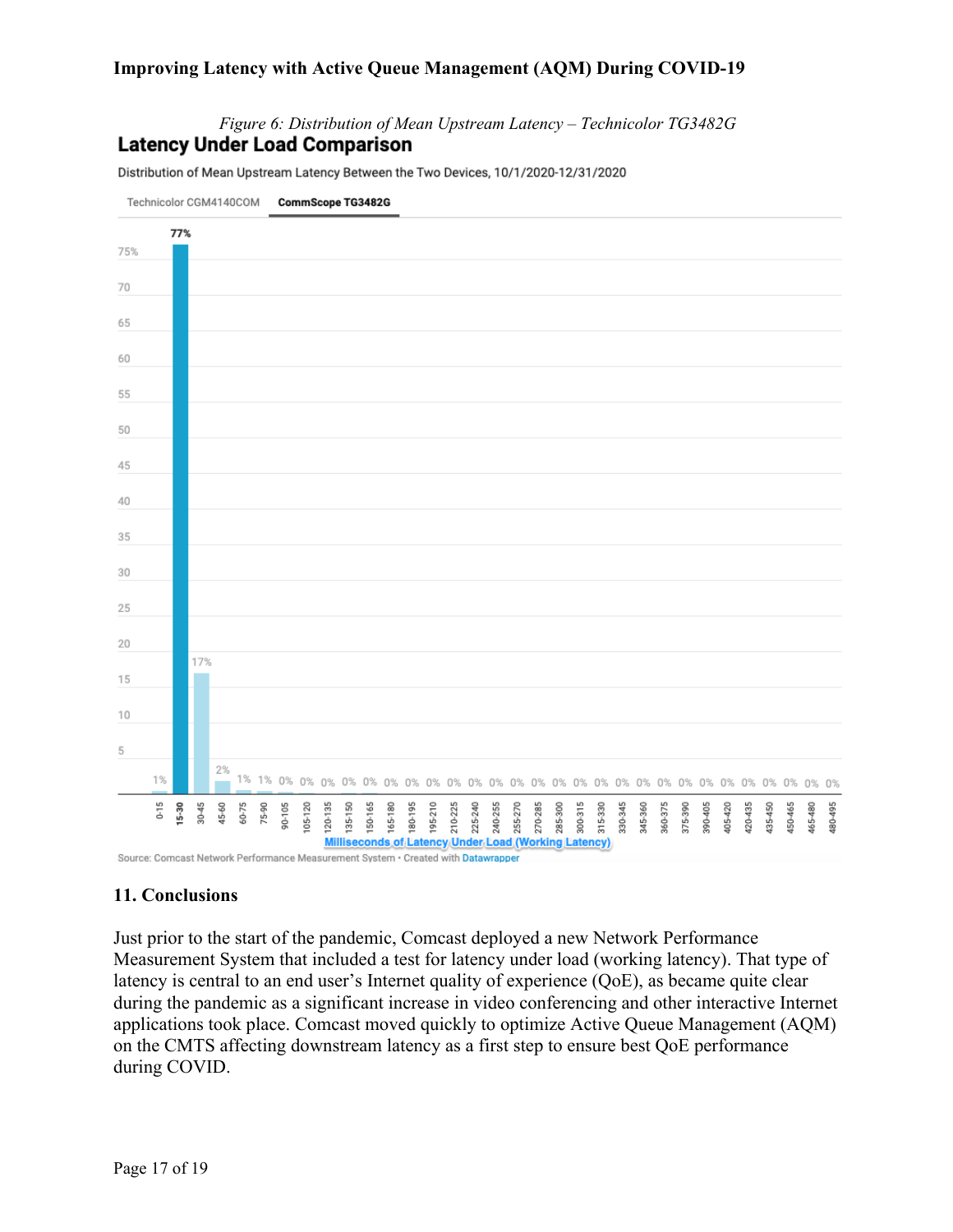*Figure 6: Distribution of Mean Upstream Latency – Technicolor TG3482G*

**Latency Under Load Comparison**

Distribution of Mean Upstream Latency Between the Two Devices, 10/1/2020-12/31/2020

Technicolor CGM4140COM | **CommScope TG3482G**

| Milliseconds of Latency Under Load (Working Latency) | % |
|---|---|
| 0-15 | 1% |
| 15-30 | 77% |
| 30-45 | 17% |
| 45-60 | 2% |
| 60-75 | 1% |
| 75-90 | 1% |
| 90-105 | 0% |
| 105-120 | 0% |
| 120-135 | 0% |
| 135-150 | 0% |
| 150-165 | 0% |
| 165-180 | 0% |
| 180-195 | 0% |
| 195-210 | 0% |
| 210-225 | 0% |
| 225-240 | 0% |
| 240-255 | 0% |
| 255-270 | 0% |
| 270-285 | 0% |
| 285-300 | 0% |
| 300-315 | 0% |
| 315-330 | 0% |
| 330-345 | 0% |
| 345-360 | 0% |
| 360-375 | 0% |
| 375-390 | 0% |
| 390-405 | 0% |
| 405-420 | 0% |
| 420-435 | 0% |
| 435-450 | 0% |
| 450-465 | 0% |
| 465-480 | 0% |
| 480-495 | 0% |

Source: Comcast Network Performance Measurement System • Created with Datawrapper

## 11. Conclusions

Just prior to the start of the pandemic, Comcast deployed a new Network Performance Measurement System that included a test for latency under load (working latency). That type of latency is central to an end user's Internet quality of experience (QoE), as became quite clear during the pandemic as a significant increase in video conferencing and other interactive Internet applications took place. Comcast moved quickly to optimize Active Queue Management (AQM) on the CMTS affecting downstream latency as a first step to ensure best QoE performance during COVID.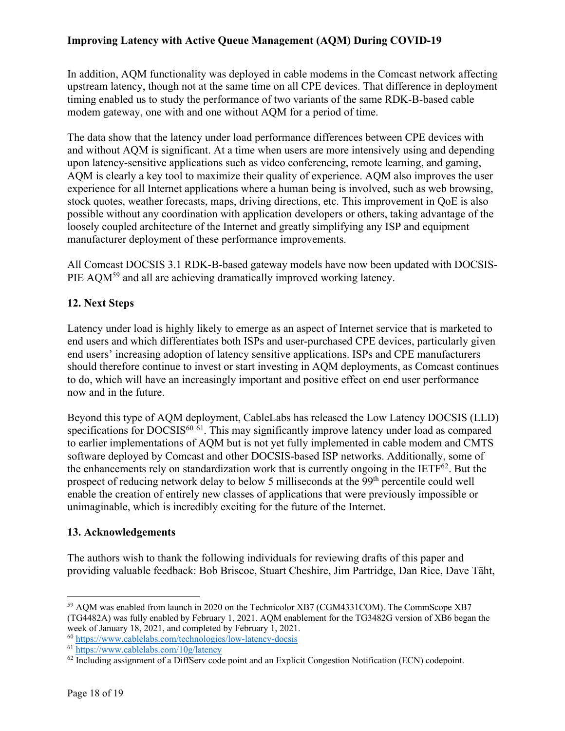In addition, AQM functionality was deployed in cable modems in the Comcast network affecting upstream latency, though not at the same time on all CPE devices. That difference in deployment timing enabled us to study the performance of two variants of the same RDK-B-based cable modem gateway, one with and one without AQM for a period of time.

The data show that the latency under load performance differences between CPE devices with and without AQM is significant. At a time when users are more intensively using and depending upon latency-sensitive applications such as video conferencing, remote learning, and gaming, AQM is clearly a key tool to maximize their quality of experience. AQM also improves the user experience for all Internet applications where a human being is involved, such as web browsing, stock quotes, weather forecasts, maps, driving directions, etc. This improvement in QoE is also possible without any coordination with application developers or others, taking advantage of the loosely coupled architecture of the Internet and greatly simplifying any ISP and equipment manufacturer deployment of these performance improvements.

All Comcast DOCSIS 3.1 RDK-B-based gateway models have now been updated with DOCSIS-PIE AQM[59] and all are achieving dramatically improved working latency.

## 12. Next Steps

Latency under load is highly likely to emerge as an aspect of Internet service that is marketed to end users and which differentiates both ISPs and user-purchased CPE devices, particularly given end users' increasing adoption of latency sensitive applications. ISPs and CPE manufacturers should therefore continue to invest or start investing in AQM deployments, as Comcast continues to do, which will have an increasingly important and positive effect on end user performance now and in the future.

Beyond this type of AQM deployment, CableLabs has released the Low Latency DOCSIS (LLD) specifications for DOCSIS[60] [61]. This may significantly improve latency under load as compared to earlier implementations of AQM but is not yet fully implemented in cable modem and CMTS software deployed by Comcast and other DOCSIS-based ISP networks. Additionally, some of the enhancements rely on standardization work that is currently ongoing in the IETF[62]. But the prospect of reducing network delay to below 5 milliseconds at the 99th percentile could well enable the creation of entirely new classes of applications that were previously impossible or unimaginable, which is incredibly exciting for the future of the Internet.

## 13. Acknowledgements

The authors wish to thank the following individuals for reviewing drafts of this paper and providing valuable feedback: Bob Briscoe, Stuart Cheshire, Jim Partridge, Dan Rice, Dave Täht,

---

[59] AQM was enabled from launch in 2020 on the Technicolor XB7 (CGM4331COM). The CommScope XB7 (TG4482A) was fully enabled by February 1, 2021. AQM enablement for the TG3482G version of XB6 began the week of January 18, 2021, and completed by February 1, 2021.

[60] https://www.cablelabs.com/technologies/low-latency-docsis

[61] https://www.cablelabs.com/10g/latency

[62] Including assignment of a DiffServ code point and an Explicit Congestion Notification (ECN) codepoint.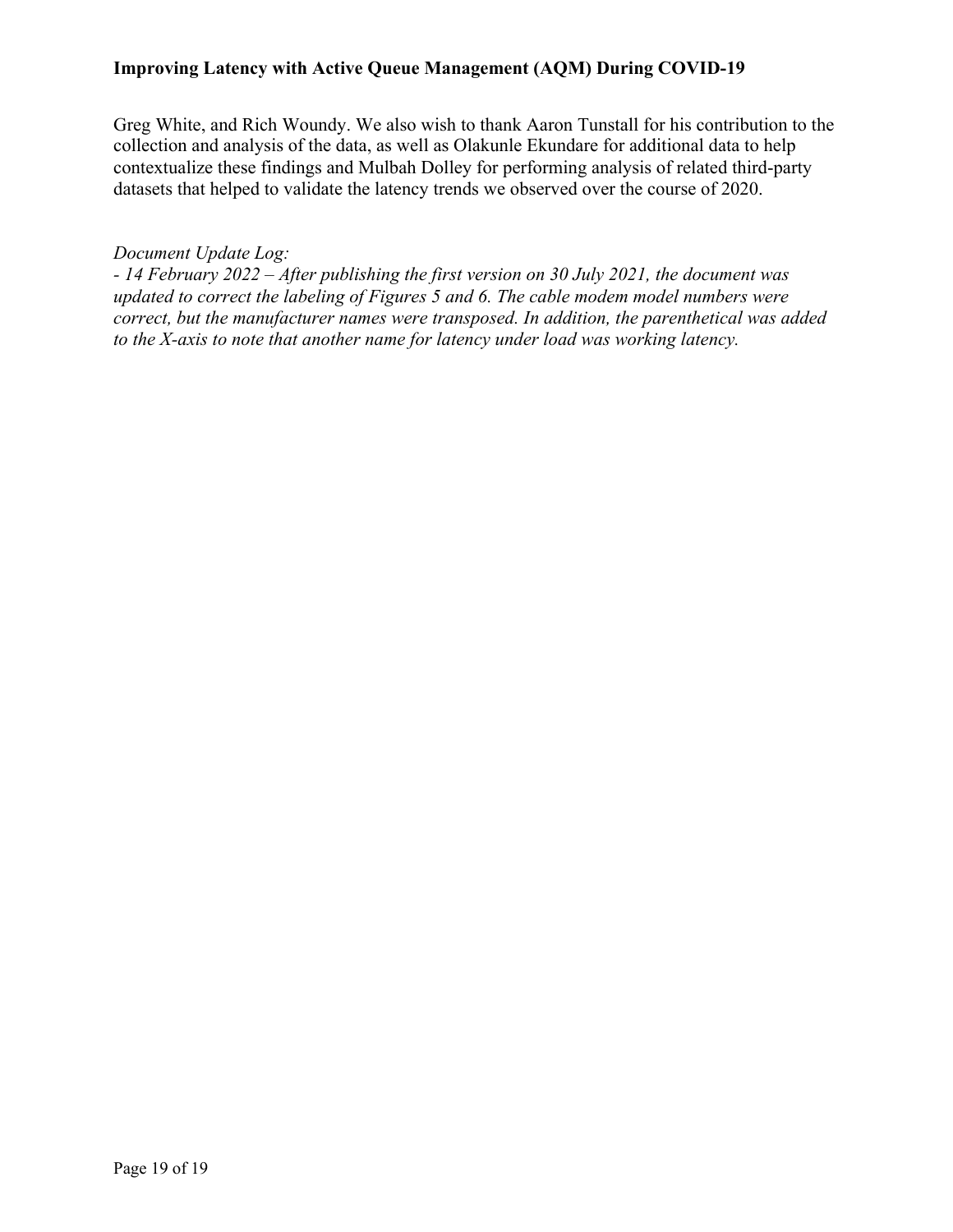Greg White, and Rich Woundy. We also wish to thank Aaron Tunstall for his contribution to the collection and analysis of the data, as well as Olakunle Ekundare for additional data to help contextualize these findings and Mulbah Dolley for performing analysis of related third-party datasets that helped to validate the latency trends we observed over the course of 2020.

*Document Update Log:*

*- 14 February 2022 – After publishing the first version on 30 July 2021, the document was updated to correct the labeling of Figures 5 and 6. The cable modem model numbers were correct, but the manufacturer names were transposed. In addition, the parenthetical was added to the X-axis to note that another name for latency under load was working latency.*